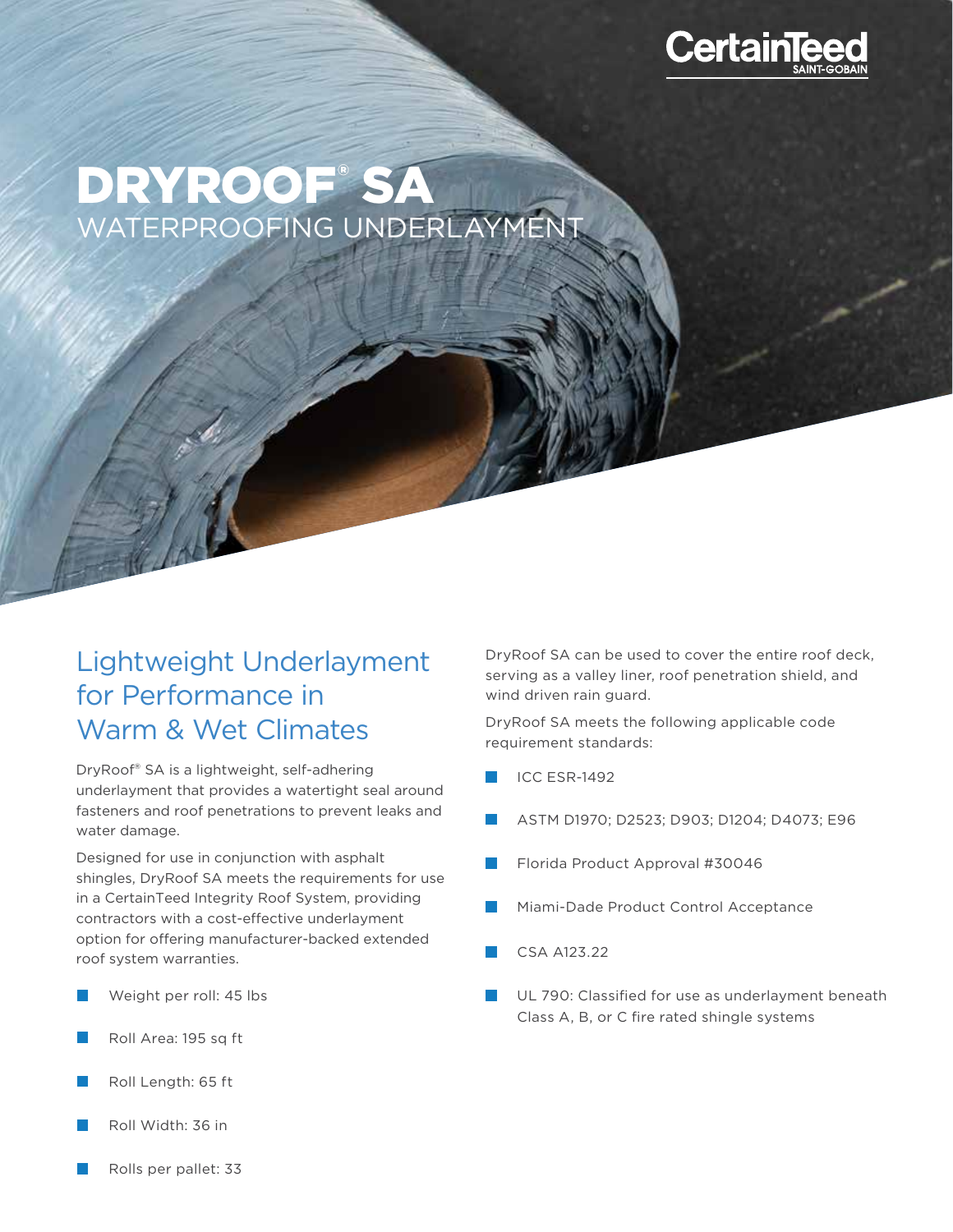CertainTeed
SAINT-GOBAIN

# DRYROOF® SA

WATERPROOFING UNDERLAYMENT

## Lightweight Underlayment for Performance in Warm & Wet Climates

DryRoof® SA is a lightweight, self-adhering underlayment that provides a watertight seal around fasteners and roof penetrations to prevent leaks and water damage.

Designed for use in conjunction with asphalt shingles, DryRoof SA meets the requirements for use in a CertainTeed Integrity Roof System, providing contractors with a cost-effective underlayment option for offering manufacturer-backed extended roof system warranties.

- Weight per roll: 45 lbs
- Roll Area: 195 sq ft
- Roll Length: 65 ft
- Roll Width: 36 in
- Rolls per pallet: 33

DryRoof SA can be used to cover the entire roof deck, serving as a valley liner, roof penetration shield, and wind driven rain guard.

DryRoof SA meets the following applicable code requirement standards:

- ICC ESR-1492
- ASTM D1970; D2523; D903; D1204; D4073; E96
- Florida Product Approval #30046
- Miami-Dade Product Control Acceptance
- CSA A123.22
- UL 790: Classified for use as underlayment beneath Class A, B, or C fire rated shingle systems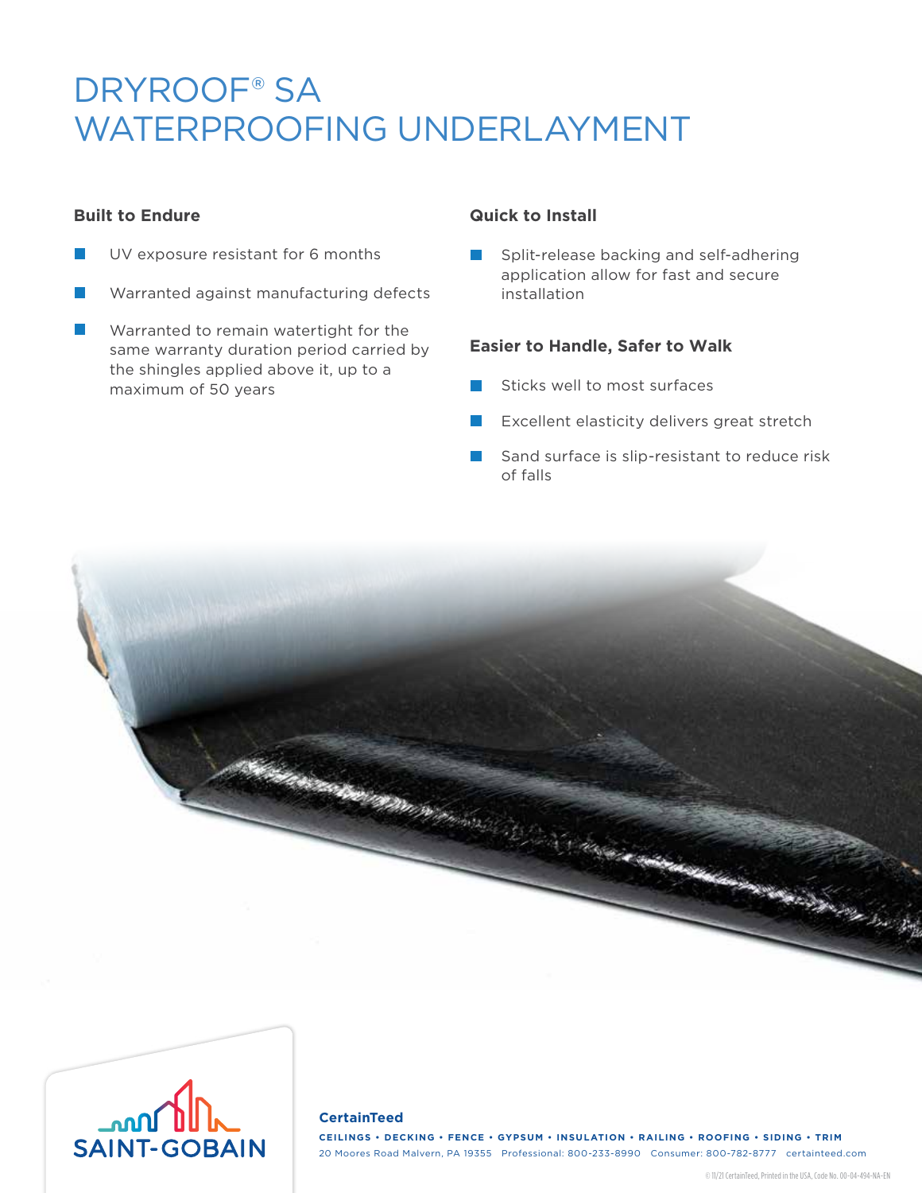# DRYROOF® SA WATERPROOFING UNDERLAYMENT

### Built to Endure

- UV exposure resistant for 6 months
- Warranted against manufacturing defects
- Warranted to remain watertight for the same warranty duration period carried by the shingles applied above it, up to a maximum of 50 years

### Quick to Install

- Split-release backing and self-adhering application allow for fast and secure installation

### Easier to Handle, Safer to Walk

- Sticks well to most surfaces
- Excellent elasticity delivers great stretch
- Sand surface is slip-resistant to reduce risk of falls

SAINT-GOBAIN

**CertainTeed**

CEILINGS • DECKING • FENCE • GYPSUM • INSULATION • RAILING • ROOFING • SIDING • TRIM

20 Moores Road Malvern, PA 19355 Professional: 800-233-8990 Consumer: 800-782-8777 certainteed.com

© 11/21 CertainTeed, Printed in the USA, Code No. 00-04-494-NA-EN